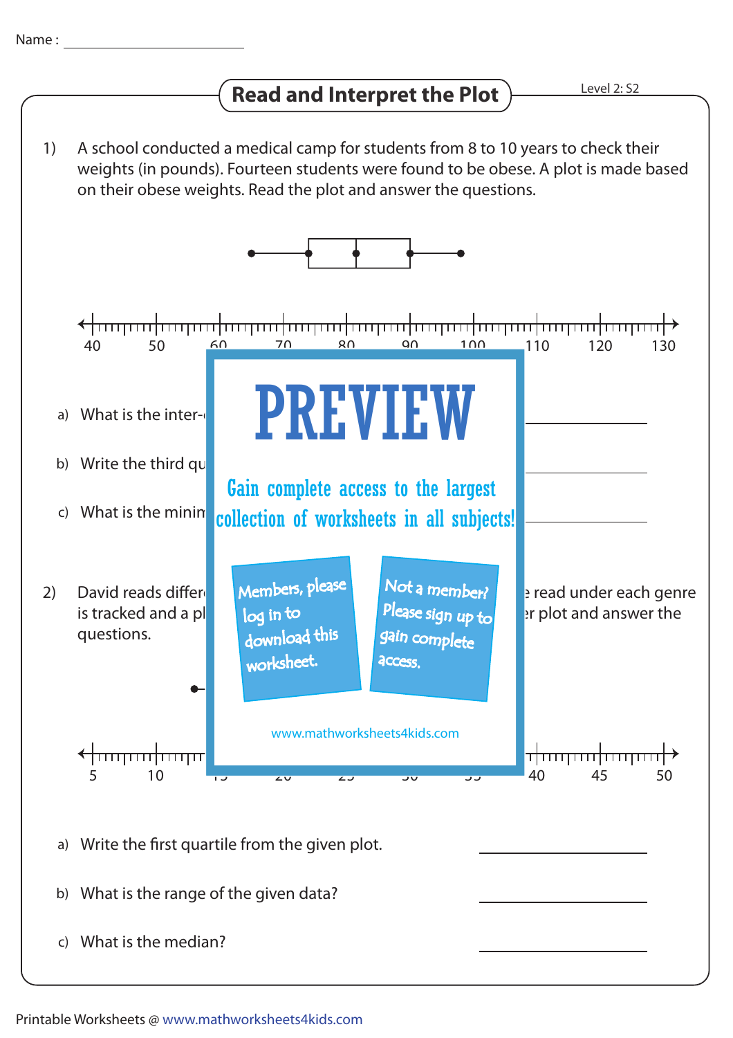Name : ____________________

## Read and Interpret the Plot

Level 2: S2

1) A school conducted a medical camp for students from 8 to 10 years to check their weights (in pounds). Fourteen students were found to be obese. A plot is made based on their obese weights. Read the plot and answer the questions.

40 50 60 70 80 90 100 110 120 130

a) What is the inter-

b) Write the third qu

c) What is the minim

PREVIEW

Gain complete access to the largest collection of worksheets in all subjects!

Members, please log in to download this worksheet.

Not a member? Please sign up to gain complete access.

www.mathworksheets4kids.com

2) David reads differ ... e read under each genre is tracked and a pl ... r plot and answer the questions.

5 10 ... 40 45 50

a) Write the first quartile from the given plot. ____________________

b) What is the range of the given data? ____________________

c) What is the median? ____________________

Printable Worksheets @ www.mathworksheets4kids.com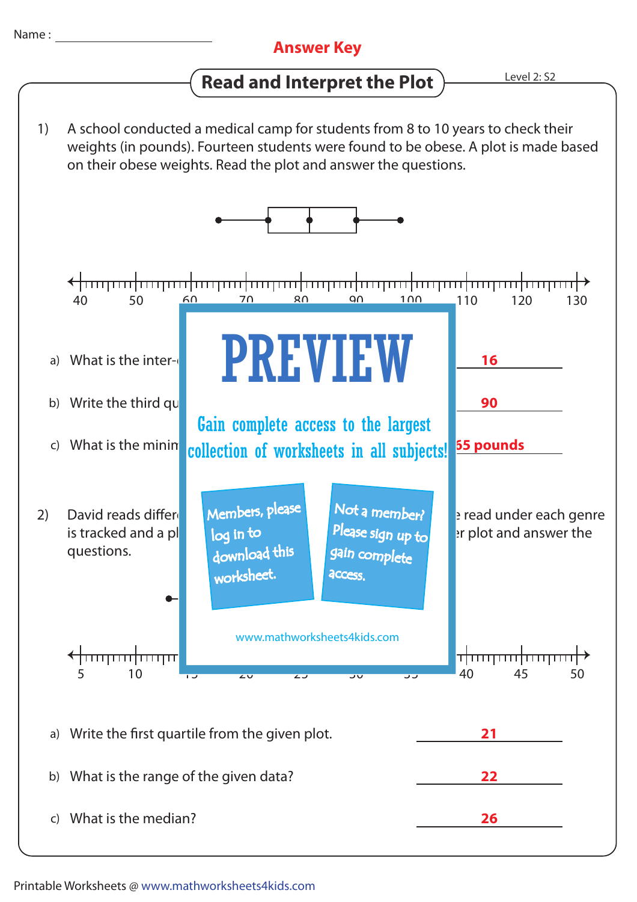Name : ____________________

**Answer Key**

# Read and Interpret the Plot

Level 2: S2

1) A school conducted a medical camp for students from 8 to 10 years to check their weights (in pounds). Fourteen students were found to be obese. A plot is made based on their obese weights. Read the plot and answer the questions.

40 50 60 70 80 90 100 110 120 130

a) What is the inter-( **16**

b) Write the third qu **90**

c) What is the minin **65 pounds**

PREVIEW

Gain complete access to the largest collection of worksheets in all subjects!

Members, please log in to download this worksheet.

Not a member? Please sign up to gain complete access.

www.mathworksheets4kids.com

2) David reads differ ... e read under each genre is tracked and a pl ... er plot and answer the questions.

5 10 ... 40 45 50

a) Write the first quartile from the given plot. **21**

b) What is the range of the given data? **22**

c) What is the median? **26**

Printable Worksheets @ www.mathworksheets4kids.com